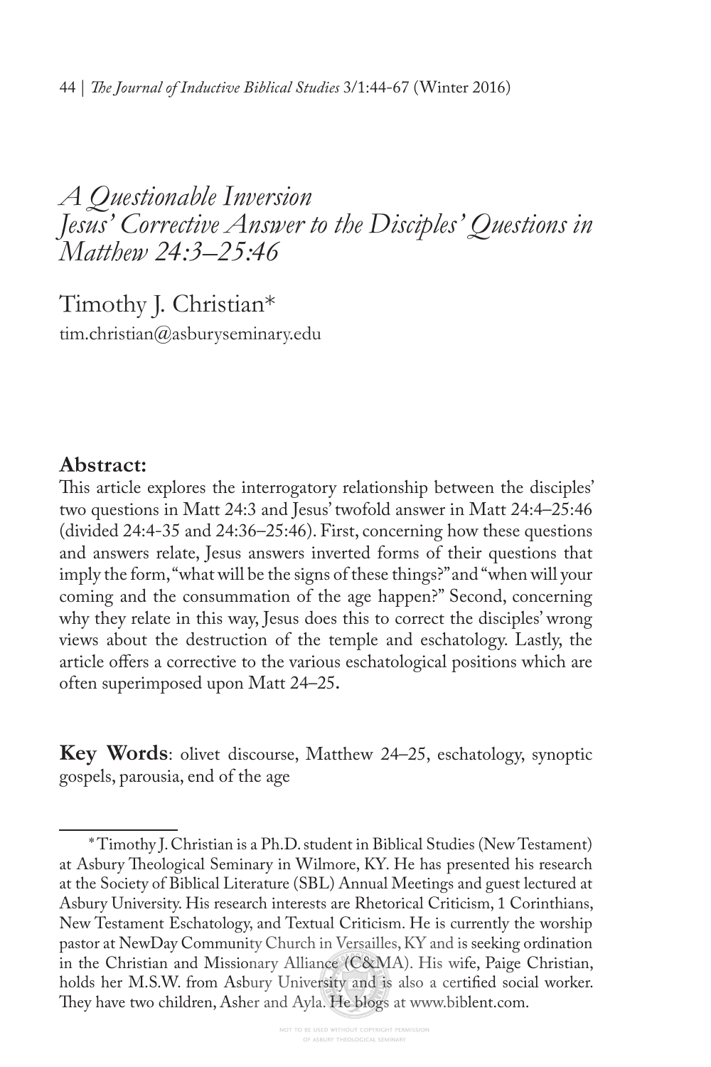# *A Questionable Inversion*
# *Jesus' Corrective Answer to the Disciples' Questions in Matthew 24:3–25:46*

Timothy J. Christian*

tim.christian@asburyseminary.edu

**Abstract:**

This article explores the interrogatory relationship between the disciples' two questions in Matt 24:3 and Jesus' twofold answer in Matt 24:4–25:46 (divided 24:4-35 and 24:36–25:46). First, concerning how these questions and answers relate, Jesus answers inverted forms of their questions that imply the form, "what will be the signs of these things?" and "when will your coming and the consummation of the age happen?" Second, concerning why they relate in this way, Jesus does this to correct the disciples' wrong views about the destruction of the temple and eschatology. Lastly, the article offers a corrective to the various eschatological positions which are often superimposed upon Matt 24–25.

**Key Words**: olivet discourse, Matthew 24–25, eschatology, synoptic gospels, parousia, end of the age

---

* Timothy J. Christian is a Ph.D. student in Biblical Studies (New Testament) at Asbury Theological Seminary in Wilmore, KY. He has presented his research at the Society of Biblical Literature (SBL) Annual Meetings and guest lectured at Asbury University. His research interests are Rhetorical Criticism, 1 Corinthians, New Testament Eschatology, and Textual Criticism. He is currently the worship pastor at NewDay Community Church in Versailles, KY and is seeking ordination in the Christian and Missionary Alliance (C&MA). His wife, Paige Christian, holds her M.S.W. from Asbury University and is also a certified social worker. They have two children, Asher and Ayla. He blogs at www.biblent.com.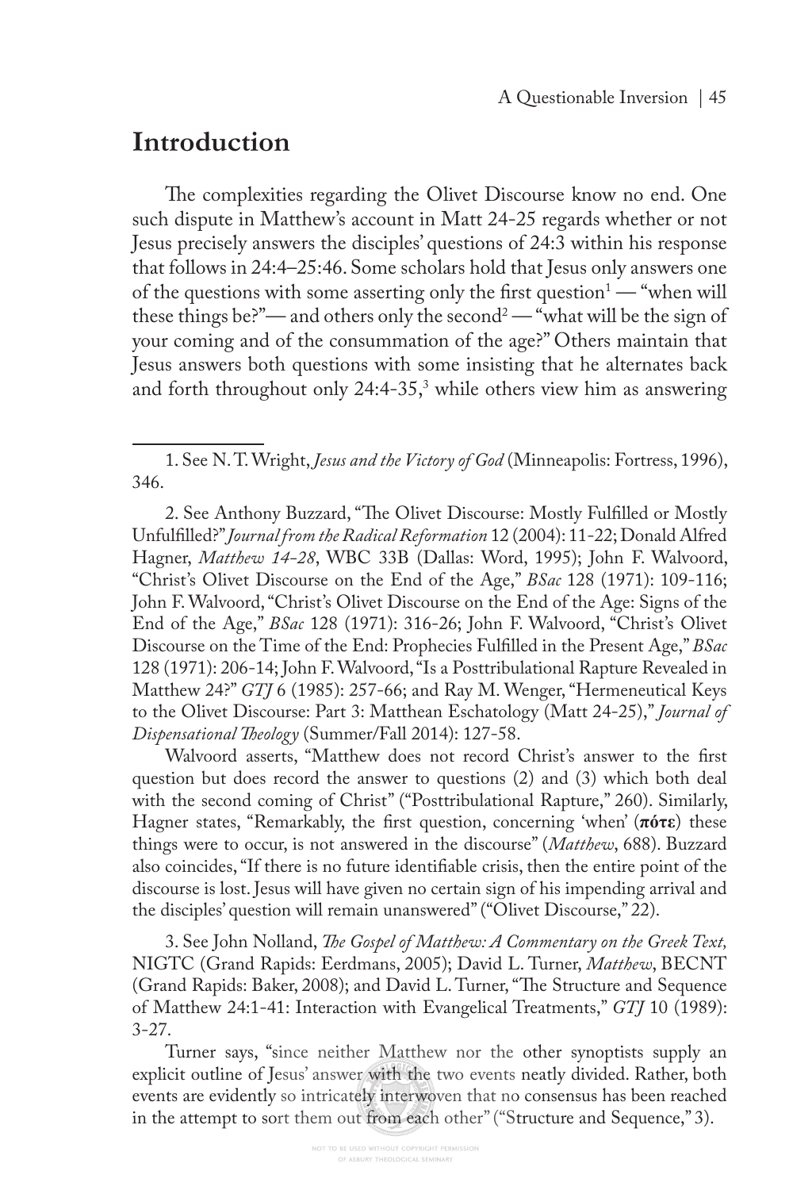## Introduction

The complexities regarding the Olivet Discourse know no end. One such dispute in Matthew's account in Matt 24-25 regards whether or not Jesus precisely answers the disciples' questions of 24:3 within his response that follows in 24:4–25:46. Some scholars hold that Jesus only answers one of the questions with some asserting only the first question[1] — "when will these things be?"— and others only the second[2] — "what will be the sign of your coming and of the consummation of the age?" Others maintain that Jesus answers both questions with some insisting that he alternates back and forth throughout only 24:4-35,[3] while others view him as answering

---

1. See N. T. Wright, *Jesus and the Victory of God* (Minneapolis: Fortress, 1996), 346.

2. See Anthony Buzzard, "The Olivet Discourse: Mostly Fulfilled or Mostly Unfulfilled?" *Journal from the Radical Reformation* 12 (2004): 11-22; Donald Alfred Hagner, *Matthew 14-28*, WBC 33B (Dallas: Word, 1995); John F. Walvoord, "Christ's Olivet Discourse on the End of the Age," *BSac* 128 (1971): 109-116; John F. Walvoord, "Christ's Olivet Discourse on the End of the Age: Signs of the End of the Age," *BSac* 128 (1971): 316-26; John F. Walvoord, "Christ's Olivet Discourse on the Time of the End: Prophecies Fulfilled in the Present Age," *BSac* 128 (1971): 206-14; John F. Walvoord, "Is a Posttribulational Rapture Revealed in Matthew 24?" *GTJ* 6 (1985): 257-66; and Ray M. Wenger, "Hermeneutical Keys to the Olivet Discourse: Part 3: Matthean Eschatology (Matt 24-25)," *Journal of Dispensational Theology* (Summer/Fall 2014): 127-58.

Walvoord asserts, "Matthew does not record Christ's answer to the first question but does record the answer to questions (2) and (3) which both deal with the second coming of Christ" ("Posttribulational Rapture," 260). Similarly, Hagner states, "Remarkably, the first question, concerning 'when' (**πότε**) these things were to occur, is not answered in the discourse" (*Matthew*, 688). Buzzard also coincides, "If there is no future identifiable crisis, then the entire point of the discourse is lost. Jesus will have given no certain sign of his impending arrival and the disciples' question will remain unanswered" ("Olivet Discourse," 22).

3. See John Nolland, *The Gospel of Matthew: A Commentary on the Greek Text,* NIGTC (Grand Rapids: Eerdmans, 2005); David L. Turner, *Matthew*, BECNT (Grand Rapids: Baker, 2008); and David L. Turner, "The Structure and Sequence of Matthew 24:1-41: Interaction with Evangelical Treatments," *GTJ* 10 (1989): 3-27.

Turner says, "since neither Matthew nor the other synoptists supply an explicit outline of Jesus' answer with the two events neatly divided. Rather, both events are evidently so intricately interwoven that no consensus has been reached in the attempt to sort them out from each other" ("Structure and Sequence," 3).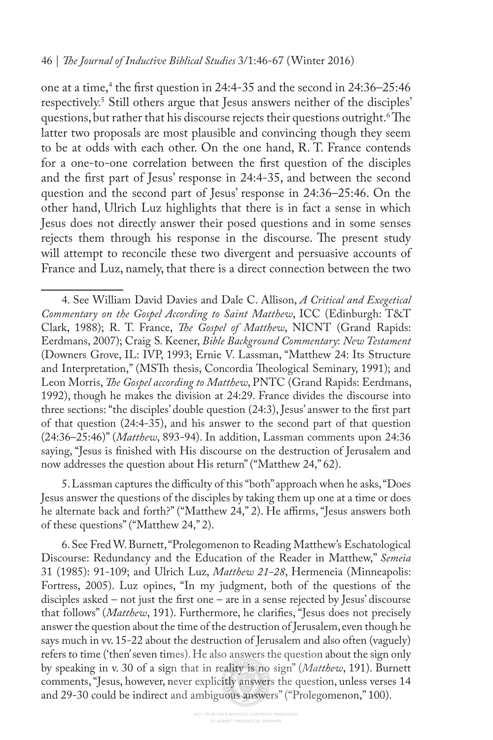one at a time,[4] the first question in 24:4-35 and the second in 24:36–25:46 respectively.[5] Still others argue that Jesus answers neither of the disciples' questions, but rather that his discourse rejects their questions outright.[6] The latter two proposals are most plausible and convincing though they seem to be at odds with each other. On the one hand, R. T. France contends for a one-to-one correlation between the first question of the disciples and the first part of Jesus' response in 24:4-35, and between the second question and the second part of Jesus' response in 24:36–25:46. On the other hand, Ulrich Luz highlights that there is in fact a sense in which Jesus does not directly answer their posed questions and in some senses rejects them through his response in the discourse. The present study will attempt to reconcile these two divergent and persuasive accounts of France and Luz, namely, that there is a direct connection between the two

---

4. See William David Davies and Dale C. Allison, *A Critical and Exegetical Commentary on the Gospel According to Saint Matthew*, ICC (Edinburgh: T&T Clark, 1988); R. T. France, *The Gospel of Matthew*, NICNT (Grand Rapids: Eerdmans, 2007); Craig S. Keener, *Bible Background Commentary*: *New Testament* (Downers Grove, IL: IVP, 1993; Ernie V. Lassman, "Matthew 24: Its Structure and Interpretation," (MSTh thesis, Concordia Theological Seminary, 1991); and Leon Morris, *The Gospel according to Matthew*, PNTC (Grand Rapids: Eerdmans, 1992), though he makes the division at 24:29. France divides the discourse into three sections: "the disciples' double question (24:3), Jesus' answer to the first part of that question (24:4-35), and his answer to the second part of that question (24:36–25:46)" (*Matthew*, 893-94). In addition, Lassman comments upon 24:36 saying, "Jesus is finished with His discourse on the destruction of Jerusalem and now addresses the question about His return" ("Matthew 24," 62).

5. Lassman captures the difficulty of this "both" approach when he asks, "Does Jesus answer the questions of the disciples by taking them up one at a time or does he alternate back and forth?" ("Matthew 24," 2). He affirms, "Jesus answers both of these questions" ("Matthew 24," 2).

6. See Fred W. Burnett, "Prolegomenon to Reading Matthew's Eschatological Discourse: Redundancy and the Education of the Reader in Matthew," *Semeia* 31 (1985): 91-109; and Ulrich Luz, *Matthew 21-28*, Hermeneia (Minneapolis: Fortress, 2005). Luz opines, "In my judgment, both of the questions of the disciples asked – not just the first one – are in a sense rejected by Jesus' discourse that follows" (*Matthew*, 191). Furthermore, he clarifies, "Jesus does not precisely answer the question about the time of the destruction of Jerusalem, even though he says much in vv. 15-22 about the destruction of Jerusalem and also often (vaguely) refers to time ('then' seven times). He also answers the question about the sign only by speaking in v. 30 of a sign that in reality is no sign" (*Matthew*, 191). Burnett comments, "Jesus, however, never explicitly answers the question, unless verses 14 and 29-30 could be indirect and ambiguous answers" ("Prolegomenon," 100).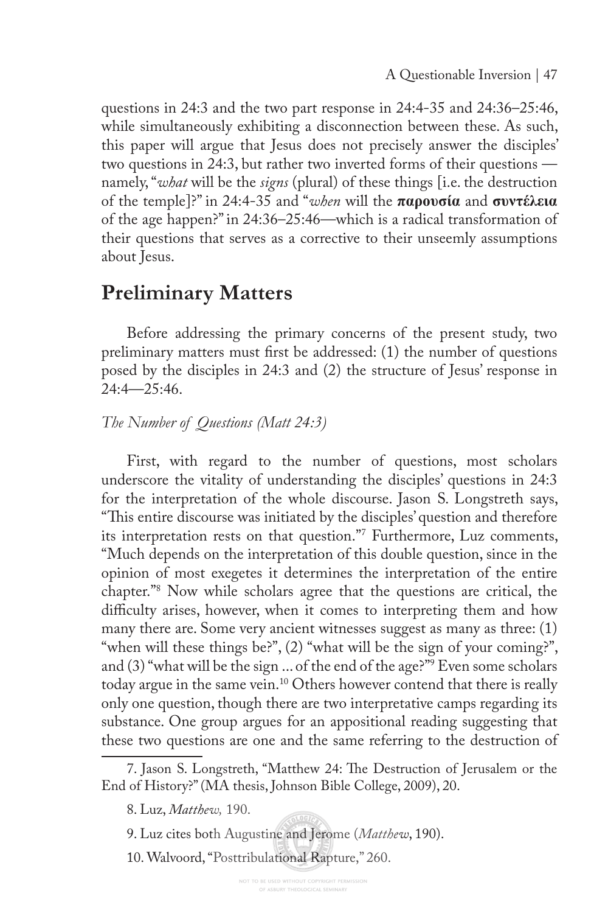questions in 24:3 and the two part response in 24:4-35 and 24:36–25:46, while simultaneously exhibiting a disconnection between these. As such, this paper will argue that Jesus does not precisely answer the disciples' two questions in 24:3, but rather two inverted forms of their questions — namely, "*what* will be the *signs* (plural) of these things [i.e. the destruction of the temple]?" in 24:4-35 and "*when* will the **παρουσία** and **συντέλεια** of the age happen?" in 24:36–25:46—which is a radical transformation of their questions that serves as a corrective to their unseemly assumptions about Jesus.

## Preliminary Matters

Before addressing the primary concerns of the present study, two preliminary matters must first be addressed: (1) the number of questions posed by the disciples in 24:3 and (2) the structure of Jesus' response in 24:4—25:46.

### *The Number of Questions (Matt 24:3)*

First, with regard to the number of questions, most scholars underscore the vitality of understanding the disciples' questions in 24:3 for the interpretation of the whole discourse. Jason S. Longstreth says, "This entire discourse was initiated by the disciples' question and therefore its interpretation rests on that question."[7] Furthermore, Luz comments, "Much depends on the interpretation of this double question, since in the opinion of most exegetes it determines the interpretation of the entire chapter."[8] Now while scholars agree that the questions are critical, the difficulty arises, however, when it comes to interpreting them and how many there are. Some very ancient witnesses suggest as many as three: (1) "when will these things be?", (2) "what will be the sign of your coming?", and (3) "what will be the sign ... of the end of the age?"[9] Even some scholars today argue in the same vein.[10] Others however contend that there is really only one question, though there are two interpretative camps regarding its substance. One group argues for an appositional reading suggesting that these two questions are one and the same referring to the destruction of

7. Jason S. Longstreth, "Matthew 24: The Destruction of Jerusalem or the End of History?" (MA thesis, Johnson Bible College, 2009), 20.

8. Luz, *Matthew,* 190.

9. Luz cites both Augustine and Jerome (*Matthew*, 190).

10. Walvoord, "Posttribulational Rapture," 260.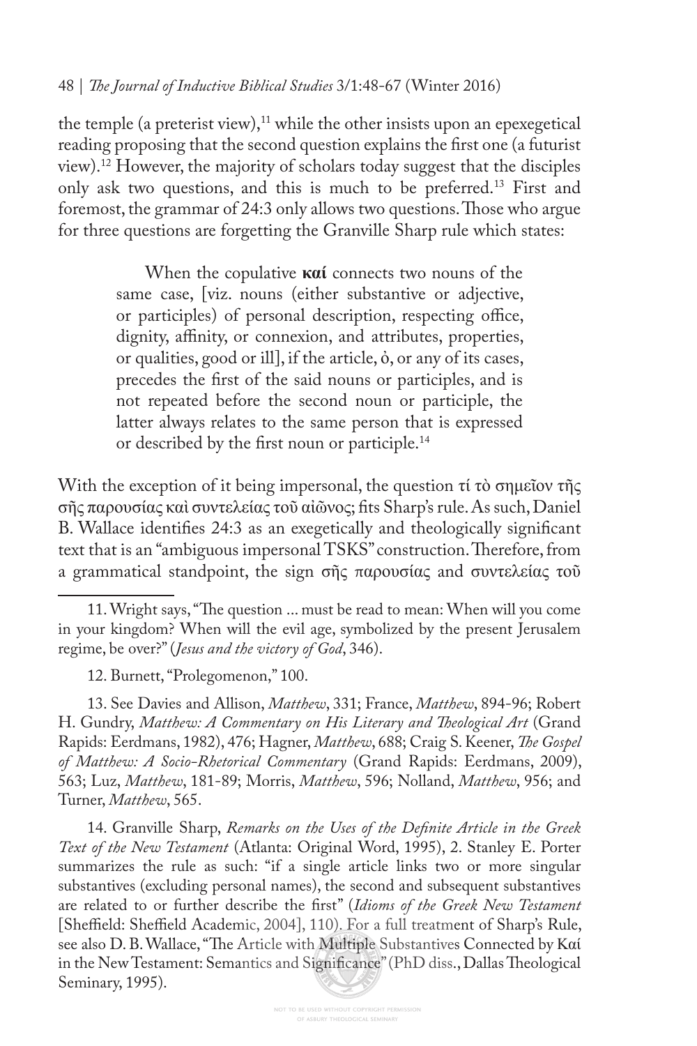the temple (a preterist view),[11] while the other insists upon an epexegetical reading proposing that the second question explains the first one (a futurist view).[12] However, the majority of scholars today suggest that the disciples only ask two questions, and this is much to be preferred.[13] First and foremost, the grammar of 24:3 only allows two questions. Those who argue for three questions are forgetting the Granville Sharp rule which states:

> When the copulative **καί** connects two nouns of the same case, [viz. nouns (either substantive or adjective, or participles) of personal description, respecting office, dignity, affinity, or connexion, and attributes, properties, or qualities, good or ill], if the article, ὁ, or any of its cases, precedes the first of the said nouns or participles, and is not repeated before the second noun or participle, the latter always relates to the same person that is expressed or described by the first noun or participle.[14]

With the exception of it being impersonal, the question τί τὸ σημεῖον τῆς σῆς παρουσίας καὶ συντελείας τοῦ αἰῶνος; fits Sharp's rule. As such, Daniel B. Wallace identifies 24:3 as an exegetically and theologically significant text that is an "ambiguous impersonal TSKS" construction. Therefore, from a grammatical standpoint, the sign σῆς παρουσίας and συντελείας τοῦ

---

11. Wright says, "The question ... must be read to mean: When will you come in your kingdom? When will the evil age, symbolized by the present Jerusalem regime, be over?" (*Jesus and the victory of God*, 346).

12. Burnett, "Prolegomenon," 100.

13. See Davies and Allison, *Matthew*, 331; France, *Matthew*, 894-96; Robert H. Gundry, *Matthew: A Commentary on His Literary and Theological Art* (Grand Rapids: Eerdmans, 1982), 476; Hagner, *Matthew*, 688; Craig S. Keener, *The Gospel of Matthew: A Socio-Rhetorical Commentary* (Grand Rapids: Eerdmans, 2009), 563; Luz, *Matthew*, 181-89; Morris, *Matthew*, 596; Nolland, *Matthew*, 956; and Turner, *Matthew*, 565.

14. Granville Sharp, *Remarks on the Uses of the Definite Article in the Greek Text of the New Testament* (Atlanta: Original Word, 1995), 2. Stanley E. Porter summarizes the rule as such: "if a single article links two or more singular substantives (excluding personal names), the second and subsequent substantives are related to or further describe the first" (*Idioms of the Greek New Testament* [Sheffield: Sheffield Academic, 2004], 110). For a full treatment of Sharp's Rule, see also D. B. Wallace, "The Article with Multiple Substantives Connected by Καί in the New Testament: Semantics and Significance" (PhD diss., Dallas Theological Seminary, 1995).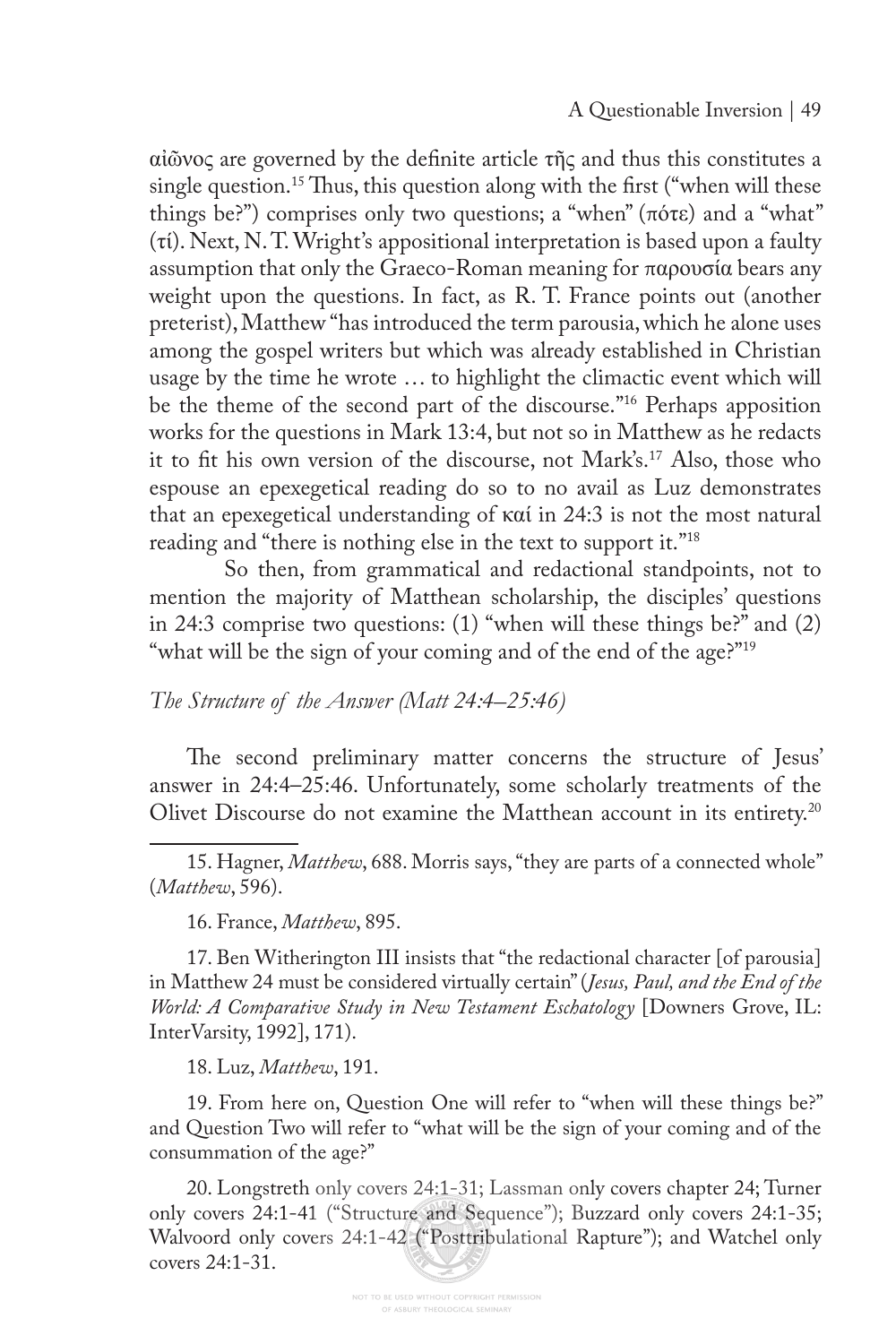αἰῶνος are governed by the definite article τῆς and thus this constitutes a single question.[15] Thus, this question along with the first ("when will these things be?") comprises only two questions; a "when" (πότε) and a "what" (τί). Next, N. T. Wright's appositional interpretation is based upon a faulty assumption that only the Graeco-Roman meaning for παρουσία bears any weight upon the questions. In fact, as R. T. France points out (another preterist), Matthew "has introduced the term parousia, which he alone uses among the gospel writers but which was already established in Christian usage by the time he wrote … to highlight the climactic event which will be the theme of the second part of the discourse."[16] Perhaps apposition works for the questions in Mark 13:4, but not so in Matthew as he redacts it to fit his own version of the discourse, not Mark's.[17] Also, those who espouse an epexegetical reading do so to no avail as Luz demonstrates that an epexegetical understanding of καί in 24:3 is not the most natural reading and "there is nothing else in the text to support it."[18]

So then, from grammatical and redactional standpoints, not to mention the majority of Matthean scholarship, the disciples' questions in 24:3 comprise two questions: (1) "when will these things be?" and (2) "what will be the sign of your coming and of the end of the age?"[19]

*The Structure of the Answer (Matt 24:4–25:46)*

The second preliminary matter concerns the structure of Jesus' answer in 24:4–25:46. Unfortunately, some scholarly treatments of the Olivet Discourse do not examine the Matthean account in its entirety.[20]

---

15. Hagner, *Matthew*, 688. Morris says, "they are parts of a connected whole" (*Matthew*, 596).

16. France, *Matthew*, 895.

17. Ben Witherington III insists that "the redactional character [of parousia] in Matthew 24 must be considered virtually certain" (*Jesus, Paul, and the End of the World: A Comparative Study in New Testament Eschatology* [Downers Grove, IL: InterVarsity, 1992], 171).

18. Luz, *Matthew*, 191.

19. From here on, Question One will refer to "when will these things be?" and Question Two will refer to "what will be the sign of your coming and of the consummation of the age?"

20. Longstreth only covers 24:1-31; Lassman only covers chapter 24; Turner only covers 24:1-41 ("Structure and Sequence"); Buzzard only covers 24:1-35; Walvoord only covers 24:1-42 ("Posttribulational Rapture"); and Watchel only covers 24:1-31.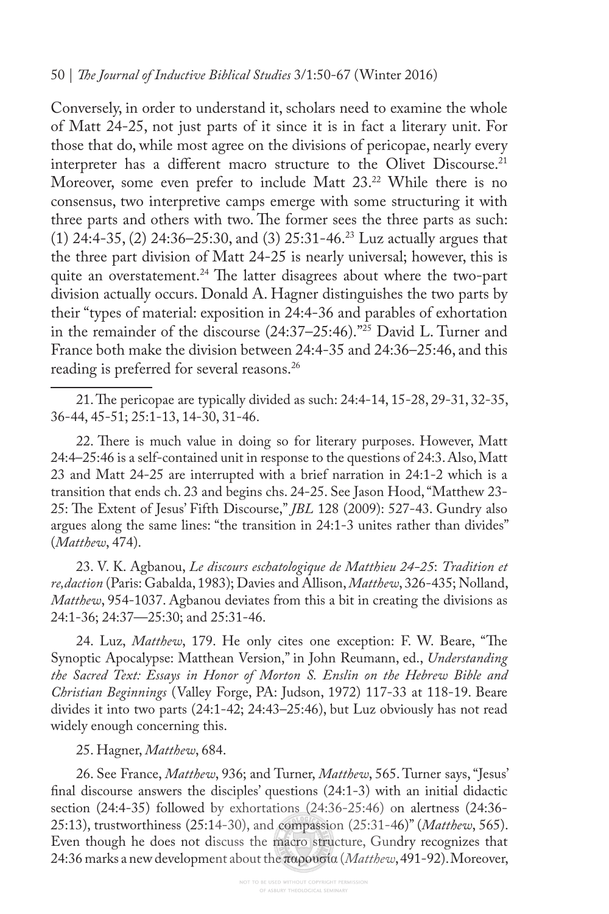Conversely, in order to understand it, scholars need to examine the whole of Matt 24-25, not just parts of it since it is in fact a literary unit. For those that do, while most agree on the divisions of pericopae, nearly every interpreter has a different macro structure to the Olivet Discourse.[21] Moreover, some even prefer to include Matt 23.[22] While there is no consensus, two interpretive camps emerge with some structuring it with three parts and others with two. The former sees the three parts as such: (1) 24:4-35, (2) 24:36–25:30, and (3) 25:31-46.[23] Luz actually argues that the three part division of Matt 24-25 is nearly universal; however, this is quite an overstatement.[24] The latter disagrees about where the two-part division actually occurs. Donald A. Hagner distinguishes the two parts by their "types of material: exposition in 24:4-36 and parables of exhortation in the remainder of the discourse (24:37–25:46)."[25] David L. Turner and France both make the division between 24:4-35 and 24:36–25:46, and this reading is preferred for several reasons.[26]

---

21. The pericopae are typically divided as such: 24:4-14, 15-28, 29-31, 32-35, 36-44, 45-51; 25:1-13, 14-30, 31-46.

22. There is much value in doing so for literary purposes. However, Matt 24:4–25:46 is a self-contained unit in response to the questions of 24:3. Also, Matt 23 and Matt 24-25 are interrupted with a brief narration in 24:1-2 which is a transition that ends ch. 23 and begins chs. 24-25. See Jason Hood, "Matthew 23-25: The Extent of Jesus' Fifth Discourse," *JBL* 128 (2009): 527-43. Gundry also argues along the same lines: "the transition in 24:1-3 unites rather than divides" (*Matthew*, 474).

23. V. K. Agbanou, *Le discours eschatologique de Matthieu 24-25*: *Tradition et re,daction* (Paris: Gabalda, 1983); Davies and Allison, *Matthew*, 326-435; Nolland, *Matthew*, 954-1037. Agbanou deviates from this a bit in creating the divisions as 24:1-36; 24:37—25:30; and 25:31-46.

24. Luz, *Matthew*, 179. He only cites one exception: F. W. Beare, "The Synoptic Apocalypse: Matthean Version," in John Reumann, ed., *Understanding the Sacred Text: Essays in Honor of Morton S. Enslin on the Hebrew Bible and Christian Beginnings* (Valley Forge, PA: Judson, 1972) 117-33 at 118-19. Beare divides it into two parts (24:1-42; 24:43–25:46), but Luz obviously has not read widely enough concerning this.

25. Hagner, *Matthew*, 684.

26. See France, *Matthew*, 936; and Turner, *Matthew*, 565. Turner says, "Jesus' final discourse answers the disciples' questions (24:1-3) with an initial didactic section (24:4-35) followed by exhortations (24:36-25:46) on alertness (24:36-25:13), trustworthiness (25:14-30), and compassion (25:31-46)" (*Matthew*, 565). Even though he does not discuss the macro structure, Gundry recognizes that 24:36 marks a new development about the παρουσία (*Matthew*, 491-92). Moreover,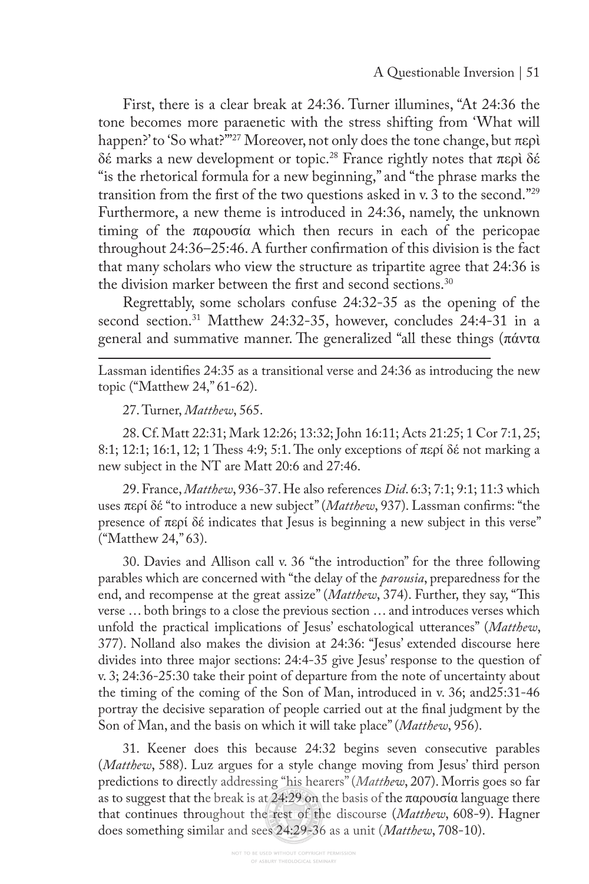First, there is a clear break at 24:36. Turner illumines, "At 24:36 the tone becomes more paraenetic with the stress shifting from 'What will happen?' to 'So what?'"[27] Moreover, not only does the tone change, but περὶ δέ marks a new development or topic.[28] France rightly notes that περὶ δέ "is the rhetorical formula for a new beginning," and "the phrase marks the transition from the first of the two questions asked in v. 3 to the second."[29] Furthermore, a new theme is introduced in 24:36, namely, the unknown timing of the παρουσία which then recurs in each of the pericopae throughout 24:36–25:46. A further confirmation of this division is the fact that many scholars who view the structure as tripartite agree that 24:36 is the division marker between the first and second sections.[30]

Regrettably, some scholars confuse 24:32-35 as the opening of the second section.[31] Matthew 24:32-35, however, concludes 24:4-31 in a general and summative manner. The generalized "all these things (πάντα

---

Lassman identifies 24:35 as a transitional verse and 24:36 as introducing the new topic ("Matthew 24," 61-62).

27. Turner, *Matthew*, 565.

28. Cf. Matt 22:31; Mark 12:26; 13:32; John 16:11; Acts 21:25; 1 Cor 7:1, 25; 8:1; 12:1; 16:1, 12; 1 Thess 4:9; 5:1. The only exceptions of περί δέ not marking a new subject in the NT are Matt 20:6 and 27:46.

29. France, *Matthew*, 936-37. He also references *Did*. 6:3; 7:1; 9:1; 11:3 which uses περί δέ "to introduce a new subject" (*Matthew*, 937). Lassman confirms: "the presence of περί δέ indicates that Jesus is beginning a new subject in this verse" ("Matthew 24," 63).

30. Davies and Allison call v. 36 "the introduction" for the three following parables which are concerned with "the delay of the *parousia*, preparedness for the end, and recompense at the great assize" (*Matthew*, 374). Further, they say, "This verse … both brings to a close the previous section … and introduces verses which unfold the practical implications of Jesus' eschatological utterances" (*Matthew*, 377). Nolland also makes the division at 24:36: "Jesus' extended discourse here divides into three major sections: 24:4-35 give Jesus' response to the question of v. 3; 24:36-25:30 take their point of departure from the note of uncertainty about the timing of the coming of the Son of Man, introduced in v. 36; and25:31-46 portray the decisive separation of people carried out at the final judgment by the Son of Man, and the basis on which it will take place" (*Matthew*, 956).

31. Keener does this because 24:32 begins seven consecutive parables (*Matthew*, 588). Luz argues for a style change moving from Jesus' third person predictions to directly addressing "his hearers" (*Matthew*, 207). Morris goes so far as to suggest that the break is at 24:29 on the basis of the παρουσία language there that continues throughout the rest of the discourse (*Matthew*, 608-9). Hagner does something similar and sees 24:29-36 as a unit (*Matthew*, 708-10).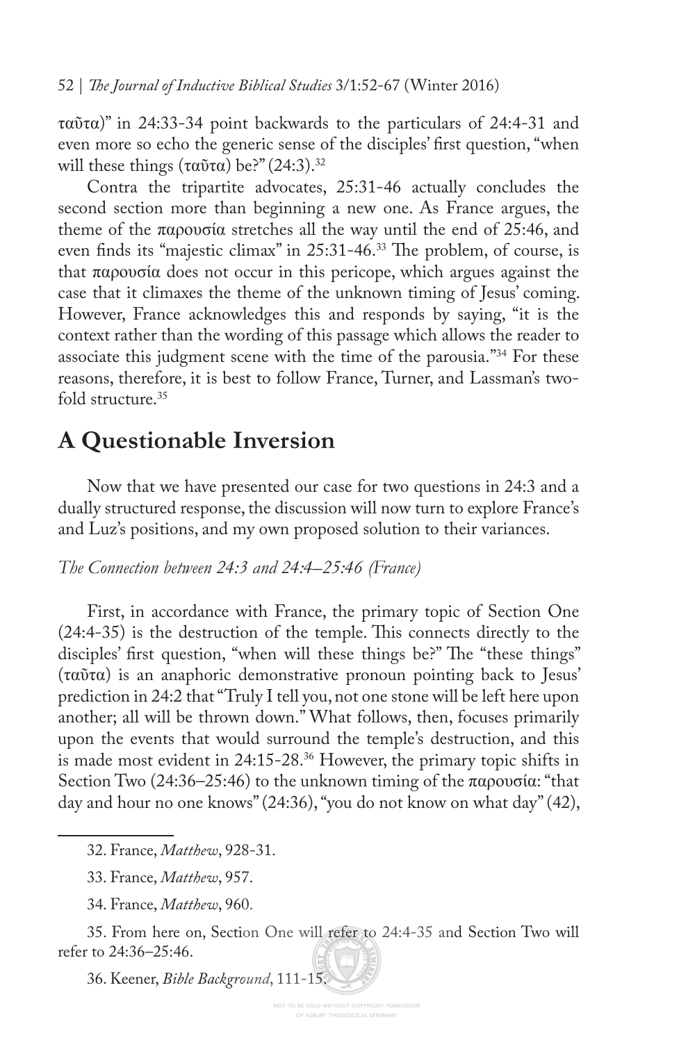ταῦτα)" in 24:33-34 point backwards to the particulars of 24:4-31 and even more so echo the generic sense of the disciples' first question, "when will these things (ταῦτα) be?" (24:3).[32]

Contra the tripartite advocates, 25:31-46 actually concludes the second section more than beginning a new one. As France argues, the theme of the παρουσία stretches all the way until the end of 25:46, and even finds its "majestic climax" in 25:31-46.[33] The problem, of course, is that παρουσία does not occur in this pericope, which argues against the case that it climaxes the theme of the unknown timing of Jesus' coming. However, France acknowledges this and responds by saying, "it is the context rather than the wording of this passage which allows the reader to associate this judgment scene with the time of the parousia."[34] For these reasons, therefore, it is best to follow France, Turner, and Lassman's two-fold structure.[35]

## A Questionable Inversion

Now that we have presented our case for two questions in 24:3 and a dually structured response, the discussion will now turn to explore France's and Luz's positions, and my own proposed solution to their variances.

*The Connection between 24:3 and 24:4–25:46 (France)*

First, in accordance with France, the primary topic of Section One (24:4-35) is the destruction of the temple. This connects directly to the disciples' first question, "when will these things be?" The "these things" (ταῦτα) is an anaphoric demonstrative pronoun pointing back to Jesus' prediction in 24:2 that "Truly I tell you, not one stone will be left here upon another; all will be thrown down." What follows, then, focuses primarily upon the events that would surround the temple's destruction, and this is made most evident in 24:15-28.[36] However, the primary topic shifts in Section Two (24:36–25:46) to the unknown timing of the παρουσία: "that day and hour no one knows" (24:36), "you do not know on what day" (42),

---

32. France, *Matthew*, 928-31.

33. France, *Matthew*, 957.

34. France, *Matthew*, 960.

35. From here on, Section One will refer to 24:4-35 and Section Two will refer to 24:36–25:46.

36. Keener, *Bible Background*, 111-15.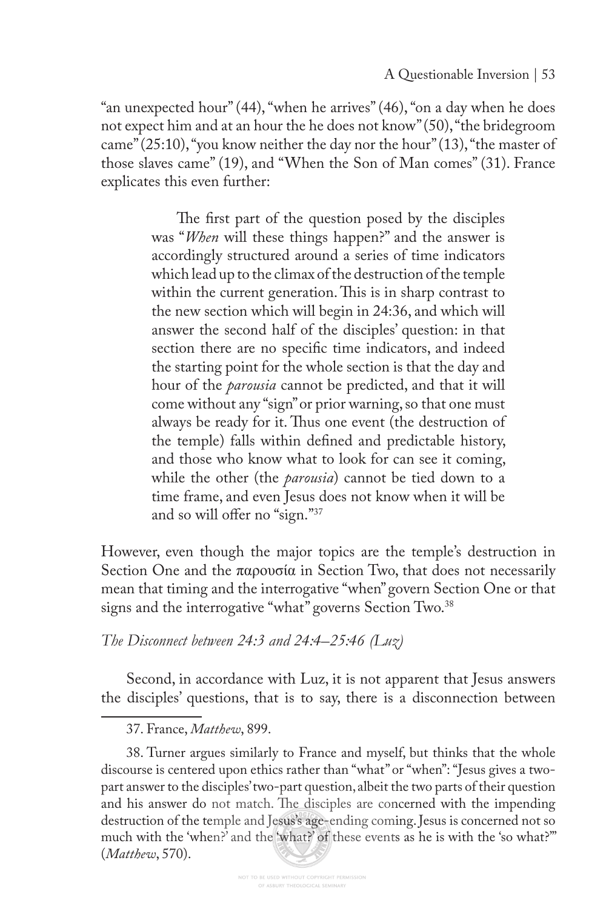"an unexpected hour" (44), "when he arrives" (46), "on a day when he does not expect him and at an hour the he does not know" (50), "the bridegroom came" (25:10), "you know neither the day nor the hour" (13), "the master of those slaves came" (19), and "When the Son of Man comes" (31). France explicates this even further:

> The first part of the question posed by the disciples was "*When* will these things happen?" and the answer is accordingly structured around a series of time indicators which lead up to the climax of the destruction of the temple within the current generation. This is in sharp contrast to the new section which will begin in 24:36, and which will answer the second half of the disciples' question: in that section there are no specific time indicators, and indeed the starting point for the whole section is that the day and hour of the *parousia* cannot be predicted, and that it will come without any "sign" or prior warning, so that one must always be ready for it. Thus one event (the destruction of the temple) falls within defined and predictable history, and those who know what to look for can see it coming, while the other (the *parousia*) cannot be tied down to a time frame, and even Jesus does not know when it will be and so will offer no "sign."[37]

However, even though the major topics are the temple's destruction in Section One and the παρουσία in Section Two, that does not necessarily mean that timing and the interrogative "when" govern Section One or that signs and the interrogative "what" governs Section Two.[38]

*The Disconnect between 24:3 and 24:4–25:46 (Luz)*

Second, in accordance with Luz, it is not apparent that Jesus answers the disciples' questions, that is to say, there is a disconnection between

---

37. France, *Matthew*, 899.

38. Turner argues similarly to France and myself, but thinks that the whole discourse is centered upon ethics rather than "what" or "when": "Jesus gives a two-part answer to the disciples' two-part question, albeit the two parts of their question and his answer do not match. The disciples are concerned with the impending destruction of the temple and Jesus's age-ending coming. Jesus is concerned not so much with the 'when?' and the 'what?' of these events as he is with the 'so what?'" (*Matthew*, 570).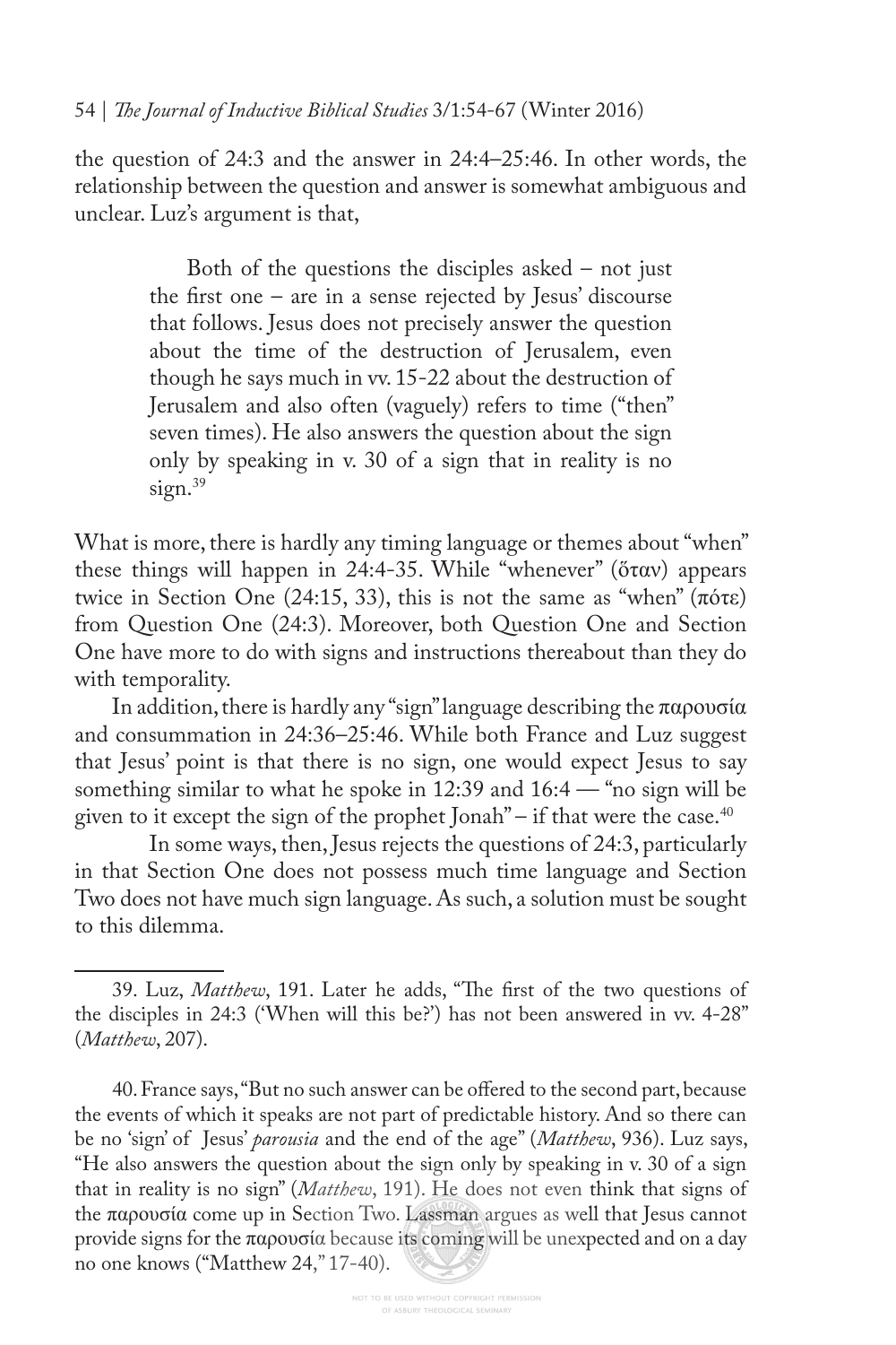the question of 24:3 and the answer in 24:4–25:46. In other words, the relationship between the question and answer is somewhat ambiguous and unclear. Luz's argument is that,

> Both of the questions the disciples asked – not just the first one – are in a sense rejected by Jesus' discourse that follows. Jesus does not precisely answer the question about the time of the destruction of Jerusalem, even though he says much in vv. 15-22 about the destruction of Jerusalem and also often (vaguely) refers to time ("then" seven times). He also answers the question about the sign only by speaking in v. 30 of a sign that in reality is no sign.[39]

What is more, there is hardly any timing language or themes about "when" these things will happen in 24:4-35. While "whenever" (ὅταν) appears twice in Section One (24:15, 33), this is not the same as "when" (πότε) from Question One (24:3). Moreover, both Question One and Section One have more to do with signs and instructions thereabout than they do with temporality.

In addition, there is hardly any "sign" language describing the παρουσία and consummation in 24:36–25:46. While both France and Luz suggest that Jesus' point is that there is no sign, one would expect Jesus to say something similar to what he spoke in 12:39 and 16:4 — "no sign will be given to it except the sign of the prophet Jonah" – if that were the case.[40]

In some ways, then, Jesus rejects the questions of 24:3, particularly in that Section One does not possess much time language and Section Two does not have much sign language. As such, a solution must be sought to this dilemma.

---

39. Luz, *Matthew*, 191. Later he adds, "The first of the two questions of the disciples in 24:3 ('When will this be?') has not been answered in vv. 4-28" (*Matthew*, 207).

40. France says, "But no such answer can be offered to the second part, because the events of which it speaks are not part of predictable history. And so there can be no 'sign' of Jesus' *parousia* and the end of the age" (*Matthew*, 936). Luz says, "He also answers the question about the sign only by speaking in v. 30 of a sign that in reality is no sign" (*Matthew*, 191). He does not even think that signs of the παρουσία come up in Section Two. Lassman argues as well that Jesus cannot provide signs for the παρουσία because its coming will be unexpected and on a day no one knows ("Matthew 24," 17-40).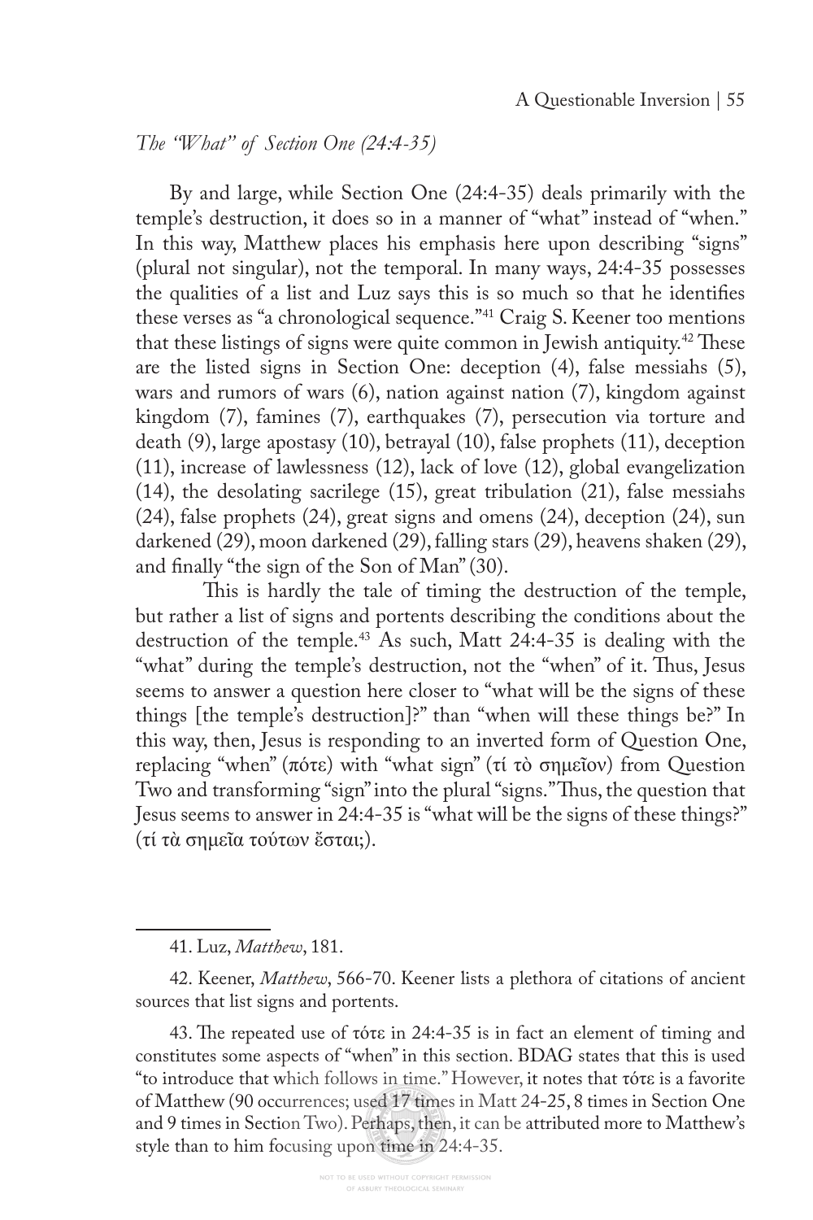*The "What" of Section One (24:4-35)*

By and large, while Section One (24:4-35) deals primarily with the temple's destruction, it does so in a manner of "what" instead of "when." In this way, Matthew places his emphasis here upon describing "signs" (plural not singular), not the temporal. In many ways, 24:4-35 possesses the qualities of a list and Luz says this is so much so that he identifies these verses as "a chronological sequence."[41] Craig S. Keener too mentions that these listings of signs were quite common in Jewish antiquity.[42] These are the listed signs in Section One: deception (4), false messiahs (5), wars and rumors of wars (6), nation against nation (7), kingdom against kingdom (7), famines (7), earthquakes (7), persecution via torture and death (9), large apostasy (10), betrayal (10), false prophets (11), deception (11), increase of lawlessness (12), lack of love (12), global evangelization (14), the desolating sacrilege (15), great tribulation (21), false messiahs (24), false prophets (24), great signs and omens (24), deception (24), sun darkened (29), moon darkened (29), falling stars (29), heavens shaken (29), and finally "the sign of the Son of Man" (30).

This is hardly the tale of timing the destruction of the temple, but rather a list of signs and portents describing the conditions about the destruction of the temple.[43] As such, Matt 24:4-35 is dealing with the "what" during the temple's destruction, not the "when" of it. Thus, Jesus seems to answer a question here closer to "what will be the signs of these things [the temple's destruction]?" than "when will these things be?" In this way, then, Jesus is responding to an inverted form of Question One, replacing "when" (πότε) with "what sign" (τί τὸ σημεῖον) from Question Two and transforming "sign" into the plural "signs." Thus, the question that Jesus seems to answer in 24:4-35 is "what will be the signs of these things?" (τί τὰ σημεῖα τούτων ἔσται;).

---

41. Luz, *Matthew*, 181.

42. Keener, *Matthew*, 566-70. Keener lists a plethora of citations of ancient sources that list signs and portents.

43. The repeated use of τότε in 24:4-35 is in fact an element of timing and constitutes some aspects of "when" in this section. BDAG states that this is used "to introduce that which follows in time." However, it notes that τότε is a favorite of Matthew (90 occurrences; used 17 times in Matt 24-25, 8 times in Section One and 9 times in Section Two). Perhaps, then, it can be attributed more to Matthew's style than to him focusing upon time in 24:4-35.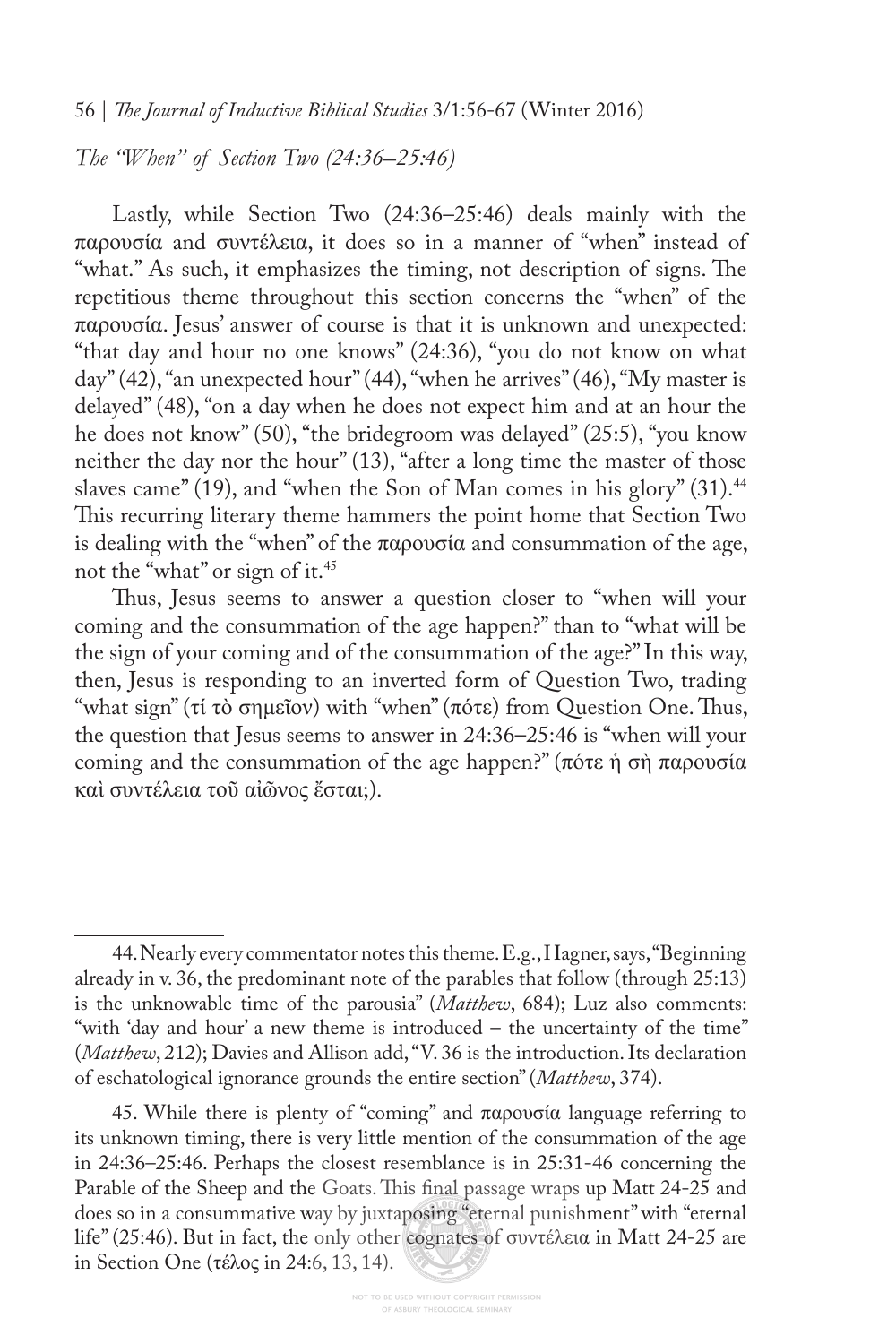*The "When" of Section Two (24:36–25:46)*

Lastly, while Section Two (24:36–25:46) deals mainly with the παρουσία and συντέλεια, it does so in a manner of "when" instead of "what." As such, it emphasizes the timing, not description of signs. The repetitious theme throughout this section concerns the "when" of the παρουσία. Jesus' answer of course is that it is unknown and unexpected: "that day and hour no one knows" (24:36), "you do not know on what day" (42), "an unexpected hour" (44), "when he arrives" (46), "My master is delayed" (48), "on a day when he does not expect him and at an hour the he does not know" (50), "the bridegroom was delayed" (25:5), "you know neither the day nor the hour" (13), "after a long time the master of those slaves came" (19), and "when the Son of Man comes in his glory" (31).[44] This recurring literary theme hammers the point home that Section Two is dealing with the "when" of the παρουσία and consummation of the age, not the "what" or sign of it.[45]

Thus, Jesus seems to answer a question closer to "when will your coming and the consummation of the age happen?" than to "what will be the sign of your coming and of the consummation of the age?" In this way, then, Jesus is responding to an inverted form of Question Two, trading "what sign" (τί τὸ σημεῖον) with "when" (πότε) from Question One. Thus, the question that Jesus seems to answer in 24:36–25:46 is "when will your coming and the consummation of the age happen?" (πότε ἡ σὴ παρουσία καὶ συντέλεια τοῦ αἰῶνος ἔσται;).

---

44. Nearly every commentator notes this theme. E.g., Hagner, says, "Beginning already in v. 36, the predominant note of the parables that follow (through 25:13) is the unknowable time of the parousia" (*Matthew*, 684); Luz also comments: "with 'day and hour' a new theme is introduced – the uncertainty of the time" (*Matthew*, 212); Davies and Allison add, "V. 36 is the introduction. Its declaration of eschatological ignorance grounds the entire section" (*Matthew*, 374).

45. While there is plenty of "coming" and παρουσία language referring to its unknown timing, there is very little mention of the consummation of the age in 24:36–25:46. Perhaps the closest resemblance is in 25:31-46 concerning the Parable of the Sheep and the Goats. This final passage wraps up Matt 24-25 and does so in a consummative way by juxtaposing "eternal punishment" with "eternal life" (25:46). But in fact, the only other cognates of συντέλεια in Matt 24-25 are in Section One (τέλος in 24:6, 13, 14).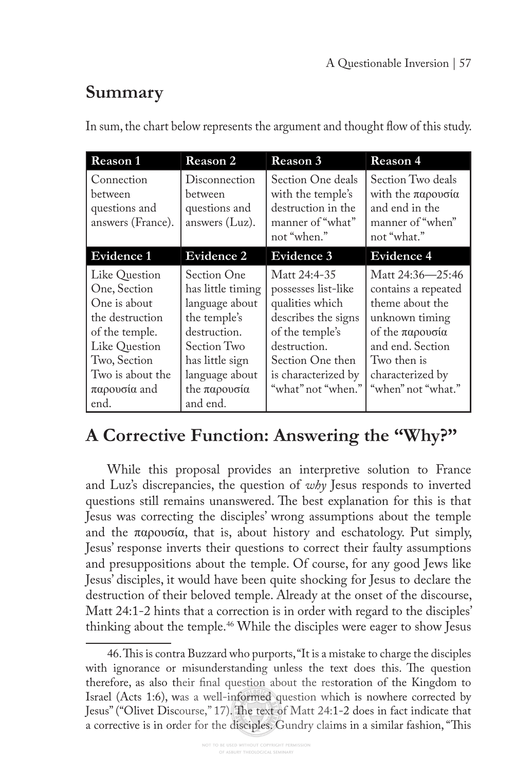## Summary

In sum, the chart below represents the argument and thought flow of this study.

| Reason 1 | Reason 2 | Reason 3 | Reason 4 |
|---|---|---|---|
| Connection between questions and answers (France). | Disconnection between questions and answers (Luz). | Section One deals with the temple's destruction in the manner of "what" not "when." | Section Two deals with the παρουσία and end in the manner of "when" not "what." |
| **Evidence 1** | **Evidence 2** | **Evidence 3** | **Evidence 4** |
| Like Question One, Section One is about the destruction of the temple. Like Question Two, Section Two is about the παρουσία and end. | Section One has little timing language about the temple's destruction. Section Two has little sign language about the παρουσία and end. | Matt 24:4-35 possesses list-like qualities which describes the signs of the temple's destruction. Section One then is characterized by "what" not "when." | Matt 24:36—25:46 contains a repeated theme about the unknown timing of the παρουσία and end. Section Two then is characterized by "when" not "what." |

## A Corrective Function: Answering the "Why?"

While this proposal provides an interpretive solution to France and Luz's discrepancies, the question of *why* Jesus responds to inverted questions still remains unanswered. The best explanation for this is that Jesus was correcting the disciples' wrong assumptions about the temple and the παρουσία, that is, about history and eschatology. Put simply, Jesus' response inverts their questions to correct their faulty assumptions and presuppositions about the temple. Of course, for any good Jews like Jesus' disciples, it would have been quite shocking for Jesus to declare the destruction of their beloved temple. Already at the onset of the discourse, Matt 24:1-2 hints that a correction is in order with regard to the disciples' thinking about the temple.[46] While the disciples were eager to show Jesus

---

46. This is contra Buzzard who purports, "It is a mistake to charge the disciples with ignorance or misunderstanding unless the text does this. The question therefore, as also their final question about the restoration of the Kingdom to Israel (Acts 1:6), was a well-informed question which is nowhere corrected by Jesus" ("Olivet Discourse," 17). The text of Matt 24:1-2 does in fact indicate that a corrective is in order for the disciples. Gundry claims in a similar fashion, "This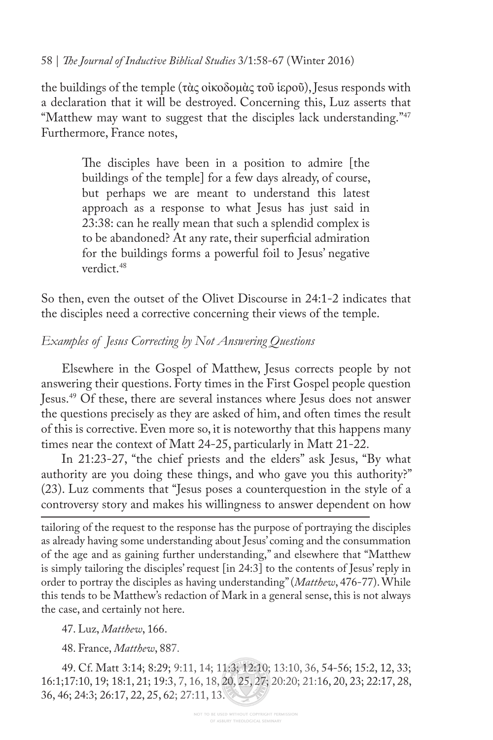the buildings of the temple (τὰς οἰκοδομὰς τοῦ ἱεροῦ), Jesus responds with a declaration that it will be destroyed. Concerning this, Luz asserts that "Matthew may want to suggest that the disciples lack understanding."[47] Furthermore, France notes,

> The disciples have been in a position to admire [the buildings of the temple] for a few days already, of course, but perhaps we are meant to understand this latest approach as a response to what Jesus has just said in 23:38: can he really mean that such a splendid complex is to be abandoned? At any rate, their superficial admiration for the buildings forms a powerful foil to Jesus' negative verdict.[48]

So then, even the outset of the Olivet Discourse in 24:1-2 indicates that the disciples need a corrective concerning their views of the temple.

*Examples of Jesus Correcting by Not Answering Questions*

Elsewhere in the Gospel of Matthew, Jesus corrects people by not answering their questions. Forty times in the First Gospel people question Jesus.[49] Of these, there are several instances where Jesus does not answer the questions precisely as they are asked of him, and often times the result of this is corrective. Even more so, it is noteworthy that this happens many times near the context of Matt 24-25, particularly in Matt 21-22.

In 21:23-27, "the chief priests and the elders" ask Jesus, "By what authority are you doing these things, and who gave you this authority?" (23). Luz comments that "Jesus poses a counterquestion in the style of a controversy story and makes his willingness to answer dependent on how

---

tailoring of the request to the response has the purpose of portraying the disciples as already having some understanding about Jesus' coming and the consummation of the age and as gaining further understanding," and elsewhere that "Matthew is simply tailoring the disciples' request [in 24:3] to the contents of Jesus' reply in order to portray the disciples as having understanding" (*Matthew*, 476-77). While this tends to be Matthew's redaction of Mark in a general sense, this is not always the case, and certainly not here.

47. Luz, *Matthew*, 166.

48. France, *Matthew*, 887.

49. Cf. Matt 3:14; 8:29; 9:11, 14; 11:3; 12:10; 13:10, 36, 54-56; 15:2, 12, 33; 16:1;17:10, 19; 18:1, 21; 19:3, 7, 16, 18, 20, 25, 27; 20:20; 21:16, 20, 23; 22:17, 28, 36, 46; 24:3; 26:17, 22, 25, 62; 27:11, 13.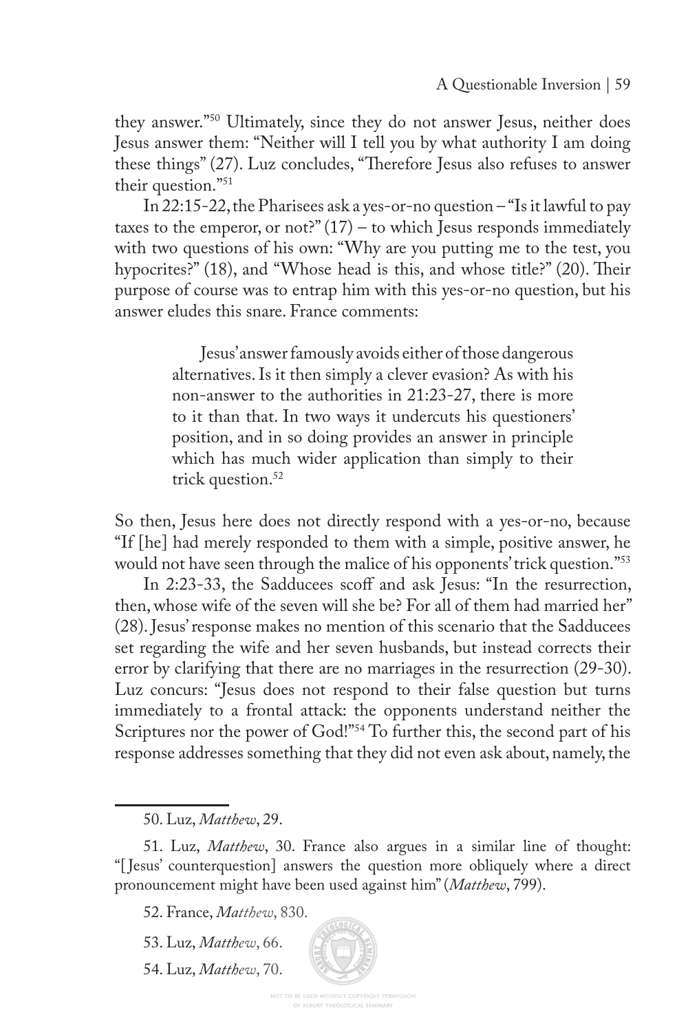they answer."[50] Ultimately, since they do not answer Jesus, neither does Jesus answer them: "Neither will I tell you by what authority I am doing these things" (27). Luz concludes, "Therefore Jesus also refuses to answer their question."[51]

In 22:15-22, the Pharisees ask a yes-or-no question – "Is it lawful to pay taxes to the emperor, or not?" (17) – to which Jesus responds immediately with two questions of his own: "Why are you putting me to the test, you hypocrites?" (18), and "Whose head is this, and whose title?" (20). Their purpose of course was to entrap him with this yes-or-no question, but his answer eludes this snare. France comments:

> Jesus' answer famously avoids either of those dangerous alternatives. Is it then simply a clever evasion? As with his non-answer to the authorities in 21:23-27, there is more to it than that. In two ways it undercuts his questioners' position, and in so doing provides an answer in principle which has much wider application than simply to their trick question.[52]

So then, Jesus here does not directly respond with a yes-or-no, because "If [he] had merely responded to them with a simple, positive answer, he would not have seen through the malice of his opponents' trick question."[53]

In 2:23-33, the Sadducees scoff and ask Jesus: "In the resurrection, then, whose wife of the seven will she be? For all of them had married her" (28). Jesus' response makes no mention of this scenario that the Sadducees set regarding the wife and her seven husbands, but instead corrects their error by clarifying that there are no marriages in the resurrection (29-30). Luz concurs: "Jesus does not respond to their false question but turns immediately to a frontal attack: the opponents understand neither the Scriptures nor the power of God!"[54] To further this, the second part of his response addresses something that they did not even ask about, namely, the

---

50. Luz, *Matthew*, 29.

51. Luz, *Matthew*, 30. France also argues in a similar line of thought: "[Jesus' counterquestion] answers the question more obliquely where a direct pronouncement might have been used against him" (*Matthew*, 799).

52. France, *Matthew*, 830.

53. Luz, *Matthew*, 66.

54. Luz, *Matthew*, 70.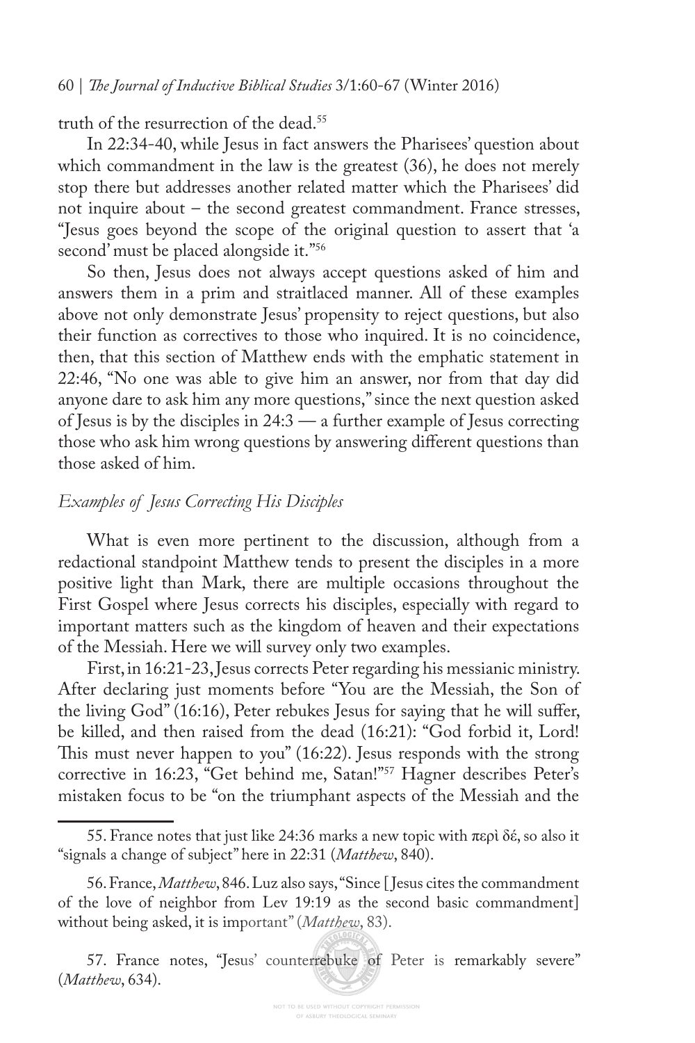truth of the resurrection of the dead.[55]

In 22:34-40, while Jesus in fact answers the Pharisees' question about which commandment in the law is the greatest (36), he does not merely stop there but addresses another related matter which the Pharisees' did not inquire about – the second greatest commandment. France stresses, "Jesus goes beyond the scope of the original question to assert that 'a second' must be placed alongside it."[56]

So then, Jesus does not always accept questions asked of him and answers them in a prim and straitlaced manner. All of these examples above not only demonstrate Jesus' propensity to reject questions, but also their function as correctives to those who inquired. It is no coincidence, then, that this section of Matthew ends with the emphatic statement in 22:46, "No one was able to give him an answer, nor from that day did anyone dare to ask him any more questions," since the next question asked of Jesus is by the disciples in 24:3 — a further example of Jesus correcting those who ask him wrong questions by answering different questions than those asked of him.

### *Examples of Jesus Correcting His Disciples*

What is even more pertinent to the discussion, although from a redactional standpoint Matthew tends to present the disciples in a more positive light than Mark, there are multiple occasions throughout the First Gospel where Jesus corrects his disciples, especially with regard to important matters such as the kingdom of heaven and their expectations of the Messiah. Here we will survey only two examples.

First, in 16:21-23, Jesus corrects Peter regarding his messianic ministry. After declaring just moments before "You are the Messiah, the Son of the living God" (16:16), Peter rebukes Jesus for saying that he will suffer, be killed, and then raised from the dead (16:21): "God forbid it, Lord! This must never happen to you" (16:22). Jesus responds with the strong corrective in 16:23, "Get behind me, Satan!"[57] Hagner describes Peter's mistaken focus to be "on the triumphant aspects of the Messiah and the

---

55. France notes that just like 24:36 marks a new topic with περὶ δέ, so also it "signals a change of subject" here in 22:31 (*Matthew*, 840).

56. France, *Matthew*, 846. Luz also says, "Since [Jesus cites the commandment of the love of neighbor from Lev 19:19 as the second basic commandment] without being asked, it is important" (*Matthew*, 83).

57. France notes, "Jesus' counterrebuke of Peter is remarkably severe" (*Matthew*, 634).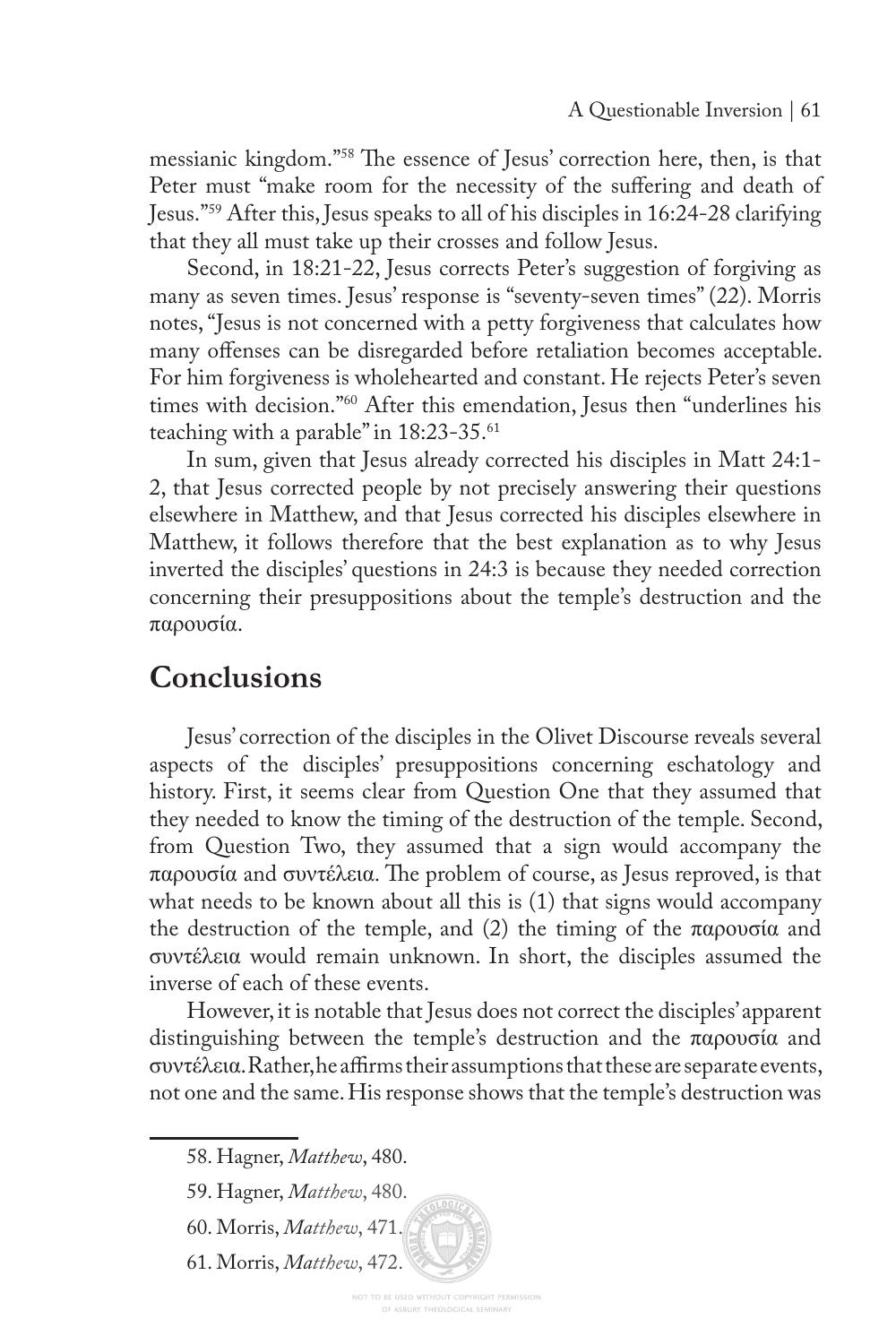messianic kingdom."[58] The essence of Jesus' correction here, then, is that Peter must "make room for the necessity of the suffering and death of Jesus."[59] After this, Jesus speaks to all of his disciples in 16:24-28 clarifying that they all must take up their crosses and follow Jesus.

Second, in 18:21-22, Jesus corrects Peter's suggestion of forgiving as many as seven times. Jesus' response is "seventy-seven times" (22). Morris notes, "Jesus is not concerned with a petty forgiveness that calculates how many offenses can be disregarded before retaliation becomes acceptable. For him forgiveness is wholehearted and constant. He rejects Peter's seven times with decision."[60] After this emendation, Jesus then "underlines his teaching with a parable" in 18:23-35.[61]

In sum, given that Jesus already corrected his disciples in Matt 24:1-2, that Jesus corrected people by not precisely answering their questions elsewhere in Matthew, and that Jesus corrected his disciples elsewhere in Matthew, it follows therefore that the best explanation as to why Jesus inverted the disciples' questions in 24:3 is because they needed correction concerning their presuppositions about the temple's destruction and the παρουσία.

## Conclusions

Jesus' correction of the disciples in the Olivet Discourse reveals several aspects of the disciples' presuppositions concerning eschatology and history. First, it seems clear from Question One that they assumed that they needed to know the timing of the destruction of the temple. Second, from Question Two, they assumed that a sign would accompany the παρουσία and συντέλεια. The problem of course, as Jesus reproved, is that what needs to be known about all this is (1) that signs would accompany the destruction of the temple, and (2) the timing of the παρουσία and συντέλεια would remain unknown. In short, the disciples assumed the inverse of each of these events.

However, it is notable that Jesus does not correct the disciples' apparent distinguishing between the temple's destruction and the παρουσία and συντέλεια. Rather, he affirms their assumptions that these are separate events, not one and the same. His response shows that the temple's destruction was

58. Hagner, *Matthew*, 480.

59. Hagner, *Matthew*, 480.

60. Morris, *Matthew*, 471.

61. Morris, *Matthew*, 472.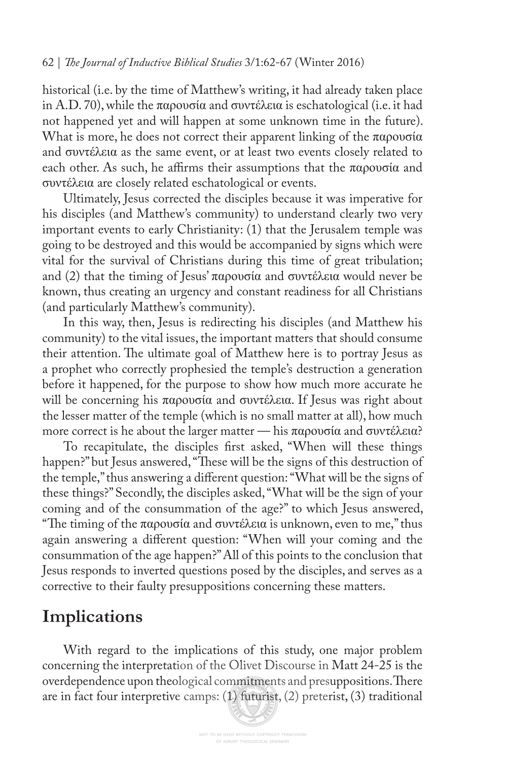historical (i.e. by the time of Matthew's writing, it had already taken place in A.D. 70), while the παρουσία and συντέλεια is eschatological (i.e. it had not happened yet and will happen at some unknown time in the future). What is more, he does not correct their apparent linking of the παρουσία and συντέλεια as the same event, or at least two events closely related to each other. As such, he affirms their assumptions that the παρουσία and συντέλεια are closely related eschatological or events.

Ultimately, Jesus corrected the disciples because it was imperative for his disciples (and Matthew's community) to understand clearly two very important events to early Christianity: (1) that the Jerusalem temple was going to be destroyed and this would be accompanied by signs which were vital for the survival of Christians during this time of great tribulation; and (2) that the timing of Jesus' παρουσία and συντέλεια would never be known, thus creating an urgency and constant readiness for all Christians (and particularly Matthew's community).

In this way, then, Jesus is redirecting his disciples (and Matthew his community) to the vital issues, the important matters that should consume their attention. The ultimate goal of Matthew here is to portray Jesus as a prophet who correctly prophesied the temple's destruction a generation before it happened, for the purpose to show how much more accurate he will be concerning his παρουσία and συντέλεια. If Jesus was right about the lesser matter of the temple (which is no small matter at all), how much more correct is he about the larger matter — his παρουσία and συντέλεια?

To recapitulate, the disciples first asked, "When will these things happen?" but Jesus answered, "These will be the signs of this destruction of the temple," thus answering a different question: "What will be the signs of these things?" Secondly, the disciples asked, "What will be the sign of your coming and of the consummation of the age?" to which Jesus answered, "The timing of the παρουσία and συντέλεια is unknown, even to me," thus again answering a different question: "When will your coming and the consummation of the age happen?" All of this points to the conclusion that Jesus responds to inverted questions posed by the disciples, and serves as a corrective to their faulty presuppositions concerning these matters.

## Implications

With regard to the implications of this study, one major problem concerning the interpretation of the Olivet Discourse in Matt 24-25 is the overdependence upon theological commitments and presuppositions. There are in fact four interpretive camps: (1) futurist, (2) preterist, (3) traditional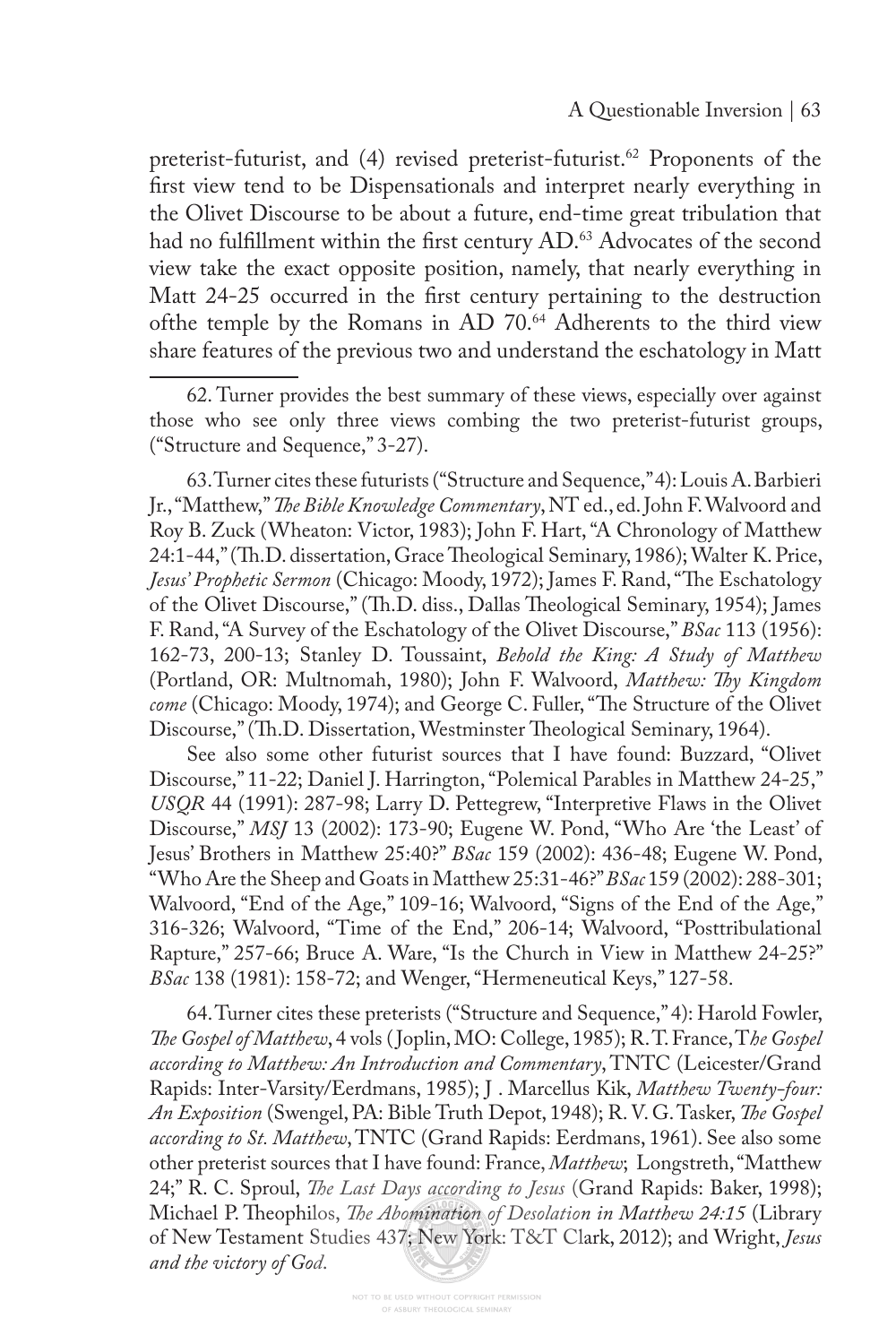preterist-futurist, and (4) revised preterist-futurist.[62] Proponents of the first view tend to be Dispensationals and interpret nearly everything in the Olivet Discourse to be about a future, end-time great tribulation that had no fulfillment within the first century AD.[63] Advocates of the second view take the exact opposite position, namely, that nearly everything in Matt 24-25 occurred in the first century pertaining to the destruction ofthe temple by the Romans in AD 70.[64] Adherents to the third view share features of the previous two and understand the eschatology in Matt

---

62. Turner provides the best summary of these views, especially over against those who see only three views combing the two preterist-futurist groups, ("Structure and Sequence," 3-27).

63. Turner cites these futurists ("Structure and Sequence," 4): Louis A. Barbieri Jr., "Matthew," *The Bible Knowledge Commentary*, NT ed., ed. John F. Walvoord and Roy B. Zuck (Wheaton: Victor, 1983); John F. Hart, "A Chronology of Matthew 24:1-44," (Th.D. dissertation, Grace Theological Seminary, 1986); Walter K. Price, *Jesus' Prophetic Sermon* (Chicago: Moody, 1972); James F. Rand, "The Eschatology of the Olivet Discourse," (Th.D. diss., Dallas Theological Seminary, 1954); James F. Rand, "A Survey of the Eschatology of the Olivet Discourse," *BSac* 113 (1956): 162-73, 200-13; Stanley D. Toussaint, *Behold the King: A Study of Matthew* (Portland, OR: Multnomah, 1980); John F. Walvoord, *Matthew: Thy Kingdom come* (Chicago: Moody, 1974); and George C. Fuller, "The Structure of the Olivet Discourse," (Th.D. Dissertation, Westminster Theological Seminary, 1964).

See also some other futurist sources that I have found: Buzzard, "Olivet Discourse," 11-22; Daniel J. Harrington, "Polemical Parables in Matthew 24-25," *USQR* 44 (1991): 287-98; Larry D. Pettegrew, "Interpretive Flaws in the Olivet Discourse," *MSJ* 13 (2002): 173-90; Eugene W. Pond, "Who Are 'the Least' of Jesus' Brothers in Matthew 25:40?" *BSac* 159 (2002): 436-48; Eugene W. Pond, "Who Are the Sheep and Goats in Matthew 25:31-46?" *BSac* 159 (2002): 288-301; Walvoord, "End of the Age," 109-16; Walvoord, "Signs of the End of the Age," 316-326; Walvoord, "Time of the End," 206-14; Walvoord, "Posttribulational Rapture," 257-66; Bruce A. Ware, "Is the Church in View in Matthew 24-25?" *BSac* 138 (1981): 158-72; and Wenger, "Hermeneutical Keys," 127-58.

64. Turner cites these preterists ("Structure and Sequence," 4): Harold Fowler, *The Gospel of Matthew*, 4 vols (Joplin, MO: College, 1985); R. T. France, *The Gospel according to Matthew: An Introduction and Commentary*, TNTC (Leicester/Grand Rapids: Inter-Varsity/Eerdmans, 1985); J . Marcellus Kik, *Matthew Twenty-four: An Exposition* (Swengel, PA: Bible Truth Depot, 1948); R. V. G. Tasker, *The Gospel according to St. Matthew*, TNTC (Grand Rapids: Eerdmans, 1961). See also some other preterist sources that I have found: France, *Matthew*; Longstreth, "Matthew 24;" R. C. Sproul, *The Last Days according to Jesus* (Grand Rapids: Baker, 1998); Michael P. Theophilos, *The Abomination of Desolation in Matthew 24:15* (Library of New Testament Studies 437; New York: T&T Clark, 2012); and Wright, *Jesus and the victory of God.*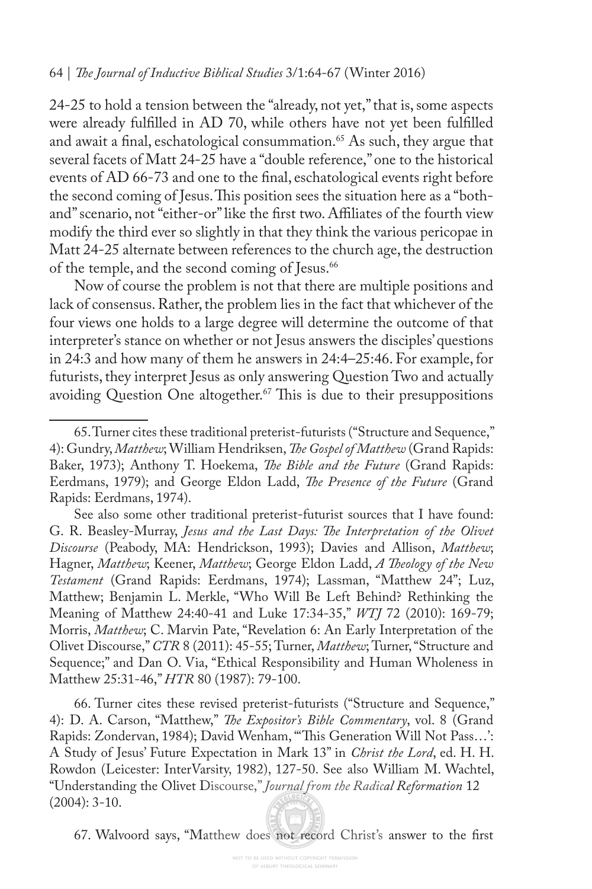24-25 to hold a tension between the "already, not yet," that is, some aspects were already fulfilled in AD 70, while others have not yet been fulfilled and await a final, eschatological consummation.[65] As such, they argue that several facets of Matt 24-25 have a "double reference," one to the historical events of AD 66-73 and one to the final, eschatological events right before the second coming of Jesus. This position sees the situation here as a "both-and" scenario, not "either-or" like the first two. Affiliates of the fourth view modify the third ever so slightly in that they think the various pericopae in Matt 24-25 alternate between references to the church age, the destruction of the temple, and the second coming of Jesus.[66]

Now of course the problem is not that there are multiple positions and lack of consensus. Rather, the problem lies in the fact that whichever of the four views one holds to a large degree will determine the outcome of that interpreter's stance on whether or not Jesus answers the disciples' questions in 24:3 and how many of them he answers in 24:4–25:46. For example, for futurists, they interpret Jesus as only answering Question Two and actually avoiding Question One altogether.[67] This is due to their presuppositions

---

65. Turner cites these traditional preterist-futurists ("Structure and Sequence," 4): Gundry, *Matthew*; William Hendriksen, *The Gospel of Matthew* (Grand Rapids: Baker, 1973); Anthony T. Hoekema, *The Bible and the Future* (Grand Rapids: Eerdmans, 1979); and George Eldon Ladd, *The Presence of the Future* (Grand Rapids: Eerdmans, 1974).

See also some other traditional preterist-futurist sources that I have found: G. R. Beasley-Murray, *Jesus and the Last Days: The Interpretation of the Olivet Discourse* (Peabody, MA: Hendrickson, 1993); Davies and Allison, *Matthew*; Hagner, *Matthew*; Keener, *Matthew*; George Eldon Ladd, *A Theology of the New Testament* (Grand Rapids: Eerdmans, 1974); Lassman, "Matthew 24"; Luz, Matthew; Benjamin L. Merkle, "Who Will Be Left Behind? Rethinking the Meaning of Matthew 24:40-41 and Luke 17:34-35," *WTJ* 72 (2010): 169-79; Morris, *Matthew*; C. Marvin Pate, "Revelation 6: An Early Interpretation of the Olivet Discourse," *CTR* 8 (2011): 45-55; Turner, *Matthew*; Turner, "Structure and Sequence;" and Dan O. Via, "Ethical Responsibility and Human Wholeness in Matthew 25:31-46," *HTR* 80 (1987): 79-100.

66. Turner cites these revised preterist-futurists ("Structure and Sequence," 4): D. A. Carson, "Matthew," *The Expositor's Bible Commentary*, vol. 8 (Grand Rapids: Zondervan, 1984); David Wenham, "'This Generation Will Not Pass…': A Study of Jesus' Future Expectation in Mark 13" in *Christ the Lord*, ed. H. H. Rowdon (Leicester: InterVarsity, 1982), 127-50. See also William M. Wachtel, "Understanding the Olivet Discourse," *Journal from the Radical Reformation* 12 (2004): 3-10.

67. Walvoord says, "Matthew does not record Christ's answer to the first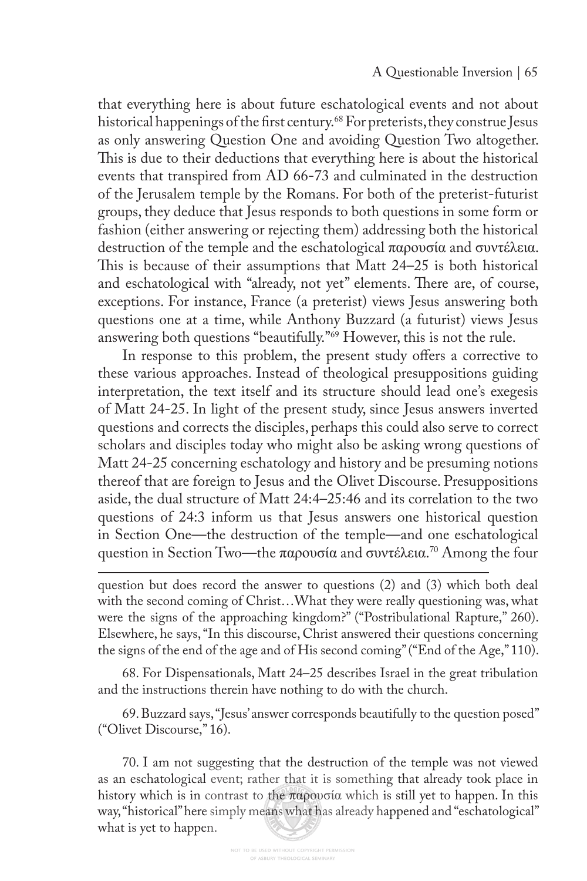that everything here is about future eschatological events and not about historical happenings of the first century.[68] For preterists, they construe Jesus as only answering Question One and avoiding Question Two altogether. This is due to their deductions that everything here is about the historical events that transpired from AD 66-73 and culminated in the destruction of the Jerusalem temple by the Romans. For both of the preterist-futurist groups, they deduce that Jesus responds to both questions in some form or fashion (either answering or rejecting them) addressing both the historical destruction of the temple and the eschatological παρουσία and συντέλεια. This is because of their assumptions that Matt 24–25 is both historical and eschatological with "already, not yet" elements. There are, of course, exceptions. For instance, France (a preterist) views Jesus answering both questions one at a time, while Anthony Buzzard (a futurist) views Jesus answering both questions "beautifully."[69] However, this is not the rule.

In response to this problem, the present study offers a corrective to these various approaches. Instead of theological presuppositions guiding interpretation, the text itself and its structure should lead one's exegesis of Matt 24-25. In light of the present study, since Jesus answers inverted questions and corrects the disciples, perhaps this could also serve to correct scholars and disciples today who might also be asking wrong questions of Matt 24-25 concerning eschatology and history and be presuming notions thereof that are foreign to Jesus and the Olivet Discourse. Presuppositions aside, the dual structure of Matt 24:4–25:46 and its correlation to the two questions of 24:3 inform us that Jesus answers one historical question in Section One—the destruction of the temple—and one eschatological question in Section Two—the παρουσία and συντέλεια.[70] Among the four

---

question but does record the answer to questions (2) and (3) which both deal with the second coming of Christ…What they were really questioning was, what were the signs of the approaching kingdom?" ("Postribulational Rapture," 260). Elsewhere, he says, "In this discourse, Christ answered their questions concerning the signs of the end of the age and of His second coming" ("End of the Age," 110).

68. For Dispensationals, Matt 24–25 describes Israel in the great tribulation and the instructions therein have nothing to do with the church.

69. Buzzard says, "Jesus' answer corresponds beautifully to the question posed" ("Olivet Discourse," 16).

70. I am not suggesting that the destruction of the temple was not viewed as an eschatological event; rather that it is something that already took place in history which is in contrast to the παρουσία which is still yet to happen. In this way, "historical" here simply means what has already happened and "eschatological" what is yet to happen.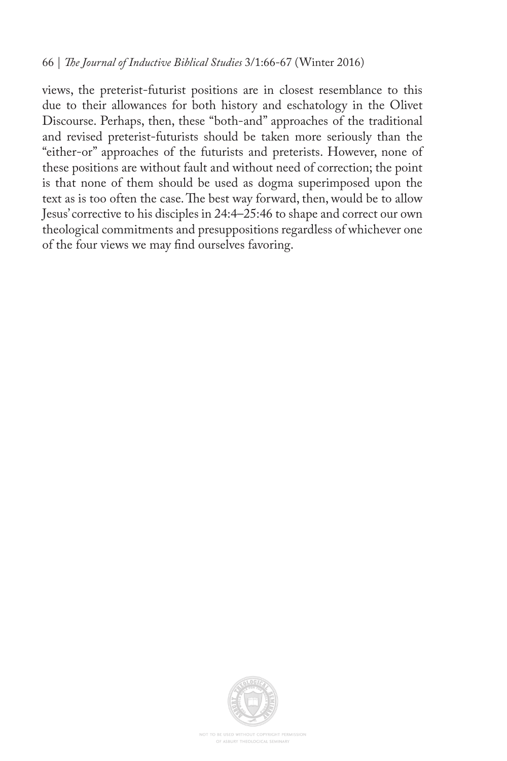views, the preterist-futurist positions are in closest resemblance to this due to their allowances for both history and eschatology in the Olivet Discourse. Perhaps, then, these "both-and" approaches of the traditional and revised preterist-futurists should be taken more seriously than the "either-or" approaches of the futurists and preterists. However, none of these positions are without fault and without need of correction; the point is that none of them should be used as dogma superimposed upon the text as is too often the case. The best way forward, then, would be to allow Jesus' corrective to his disciples in 24:4–25:46 to shape and correct our own theological commitments and presuppositions regardless of whichever one of the four views we may find ourselves favoring.